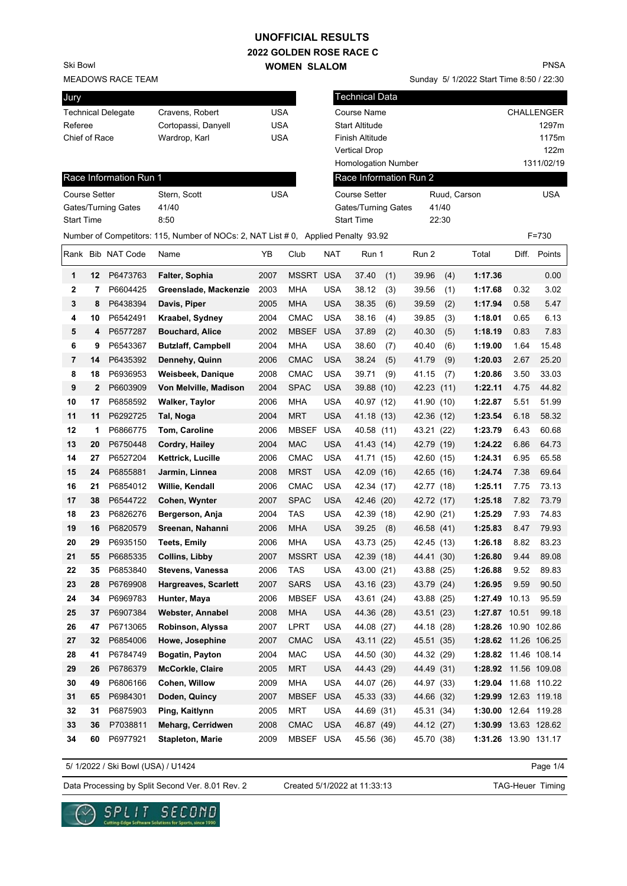# UNOFFICIAL RESULTS
## 2022 GOLDEN ROSE RACE C
### WOMEN SLALOM

Ski Bowl
MEADOWS RACE TEAM

PNSA
Sunday 5/ 1/2022 Start Time 8:50 / 22:30

| Jury | | |
|---|---|---|
| Technical Delegate | Cravens, Robert | USA |
| Referee | Cortopassi, Danyell | USA |
| Chief of Race | Wardrop, Karl | USA |

| Technical Data | |
|---|---|
| Course Name | CHALLENGER |
| Start Altitude | 1297m |
| Finish Altitude | 1175m |
| Vertical Drop | 122m |
| Homologation Number | 1311/02/19 |

| Race Information Run 1 | | |
|---|---|---|
| Course Setter | Stern, Scott | USA |
| Gates/Turning Gates | 41/40 | |
| Start Time | 8:50 | |

| Race Information Run 2 | | |
|---|---|---|
| Course Setter | Ruud, Carson | USA |
| Gates/Turning Gates | 41/40 | |
| Start Time | 22:30 | |

Number of Competitors: 115, Number of NOCs: 2, NAT List # 0, Applied Penalty 93.92 F=730

| Rank | Bib | NAT Code | Name | YB | Club | NAT | Run 1 | Run 2 | Total | Diff. | Points |
|---|---|---|---|---|---|---|---|---|---|---|---|
| 1 | 12 | P6473763 | **Falter, Sophia** | 2007 | MSSRT | USA | 37.40 (1) | 39.96 (4) | **1:17.36** | | 0.00 |
| 2 | 7 | P6604425 | **Greenslade, Mackenzie** | 2003 | MHA | USA | 38.12 (3) | 39.56 (1) | **1:17.68** | 0.32 | 3.02 |
| 3 | 8 | P6438394 | **Davis, Piper** | 2005 | MHA | USA | 38.35 (6) | 39.59 (2) | **1:17.94** | 0.58 | 5.47 |
| 4 | 10 | P6542491 | **Kraabel, Sydney** | 2004 | CMAC | USA | 38.16 (4) | 39.85 (3) | **1:18.01** | 0.65 | 6.13 |
| 5 | 4 | P6577287 | **Bouchard, Alice** | 2002 | MBSEF | USA | 37.89 (2) | 40.30 (5) | **1:18.19** | 0.83 | 7.83 |
| 6 | 9 | P6543367 | **Butzlaff, Campbell** | 2004 | MHA | USA | 38.60 (7) | 40.40 (6) | **1:19.00** | 1.64 | 15.48 |
| 7 | 14 | P6435392 | **Dennehy, Quinn** | 2006 | CMAC | USA | 38.24 (5) | 41.79 (9) | **1:20.03** | 2.67 | 25.20 |
| 8 | 18 | P6936953 | **Weisbeek, Danique** | 2008 | CMAC | USA | 39.71 (9) | 41.15 (7) | **1:20.86** | 3.50 | 33.03 |
| 9 | 2 | P6603909 | **Von Melville, Madison** | 2004 | SPAC | USA | 39.88 (10) | 42.23 (11) | **1:22.11** | 4.75 | 44.82 |
| 10 | 17 | P6858592 | **Walker, Taylor** | 2006 | MHA | USA | 40.97 (12) | 41.90 (10) | **1:22.87** | 5.51 | 51.99 |
| 11 | 11 | P6292725 | **Tal, Noga** | 2004 | MRT | USA | 41.18 (13) | 42.36 (12) | **1:23.54** | 6.18 | 58.32 |
| 12 | 1 | P6866775 | **Tom, Caroline** | 2006 | MBSEF | USA | 40.58 (11) | 43.21 (22) | **1:23.79** | 6.43 | 60.68 |
| 13 | 20 | P6750448 | **Cordry, Hailey** | 2004 | MAC | USA | 41.43 (14) | 42.79 (19) | **1:24.22** | 6.86 | 64.73 |
| 14 | 27 | P6527204 | **Kettrick, Lucille** | 2006 | CMAC | USA | 41.71 (15) | 42.60 (15) | **1:24.31** | 6.95 | 65.58 |
| 15 | 24 | P6855881 | **Jarmin, Linnea** | 2008 | MRST | USA | 42.09 (16) | 42.65 (16) | **1:24.74** | 7.38 | 69.64 |
| 16 | 21 | P6854012 | **Willie, Kendall** | 2006 | CMAC | USA | 42.34 (17) | 42.77 (18) | **1:25.11** | 7.75 | 73.13 |
| 17 | 38 | P6544722 | **Cohen, Wynter** | 2007 | SPAC | USA | 42.46 (20) | 42.72 (17) | **1:25.18** | 7.82 | 73.79 |
| 18 | 23 | P6826276 | **Bergerson, Anja** | 2004 | TAS | USA | 42.39 (18) | 42.90 (21) | **1:25.29** | 7.93 | 74.83 |
| 19 | 16 | P6820579 | **Sreenan, Nahanni** | 2006 | MHA | USA | 39.25 (8) | 46.58 (41) | **1:25.83** | 8.47 | 79.93 |
| 20 | 29 | P6935150 | **Teets, Emily** | 2006 | MHA | USA | 43.73 (25) | 42.45 (13) | **1:26.18** | 8.82 | 83.23 |
| 21 | 55 | P6685335 | **Collins, Libby** | 2007 | MSSRT | USA | 42.39 (18) | 44.41 (30) | **1:26.80** | 9.44 | 89.08 |
| 22 | 35 | P6853840 | **Stevens, Vanessa** | 2006 | TAS | USA | 43.00 (21) | 43.88 (25) | **1:26.88** | 9.52 | 89.83 |
| 23 | 28 | P6769908 | **Hargreaves, Scarlett** | 2007 | SARS | USA | 43.16 (23) | 43.79 (24) | **1:26.95** | 9.59 | 90.50 |
| 24 | 34 | P6969783 | **Hunter, Maya** | 2006 | MBSEF | USA | 43.61 (24) | 43.88 (25) | **1:27.49** | 10.13 | 95.59 |
| 25 | 37 | P6907384 | **Webster, Annabel** | 2008 | MHA | USA | 44.36 (28) | 43.51 (23) | **1:27.87** | 10.51 | 99.18 |
| 26 | 47 | P6713065 | **Robinson, Alyssa** | 2007 | LPRT | USA | 44.08 (27) | 44.18 (28) | **1:28.26** | 10.90 | 102.86 |
| 27 | 32 | P6854006 | **Howe, Josephine** | 2007 | CMAC | USA | 43.11 (22) | 45.51 (35) | **1:28.62** | 11.26 | 106.25 |
| 28 | 41 | P6784749 | **Bogatin, Payton** | 2004 | MAC | USA | 44.50 (30) | 44.32 (29) | **1:28.82** | 11.46 | 108.14 |
| 29 | 26 | P6786379 | **McCorkle, Claire** | 2005 | MRT | USA | 44.43 (29) | 44.49 (31) | **1:28.92** | 11.56 | 109.08 |
| 30 | 49 | P6806166 | **Cohen, Willow** | 2009 | MHA | USA | 44.07 (26) | 44.97 (33) | **1:29.04** | 11.68 | 110.22 |
| 31 | 65 | P6984301 | **Doden, Quincy** | 2007 | MBSEF | USA | 45.33 (33) | 44.66 (32) | **1:29.99** | 12.63 | 119.18 |
| 32 | 31 | P6875903 | **Ping, Kaitlynn** | 2005 | MRT | USA | 44.69 (31) | 45.31 (34) | **1:30.00** | 12.64 | 119.28 |
| 33 | 36 | P7038811 | **Meharg, Cerridwen** | 2008 | CMAC | USA | 46.87 (49) | 44.12 (27) | **1:30.99** | 13.63 | 128.62 |
| 34 | 60 | P6977921 | **Stapleton, Marie** | 2009 | MBSEF | USA | 45.56 (36) | 45.70 (38) | **1:31.26** | 13.90 | 131.17 |

5/ 1/2022 / Ski Bowl (USA) / U1424

Data Processing by Split Second Ver. 8.01 Rev. 2 Created 5/1/2022 at 11:33:13 TAG-Heuer Timing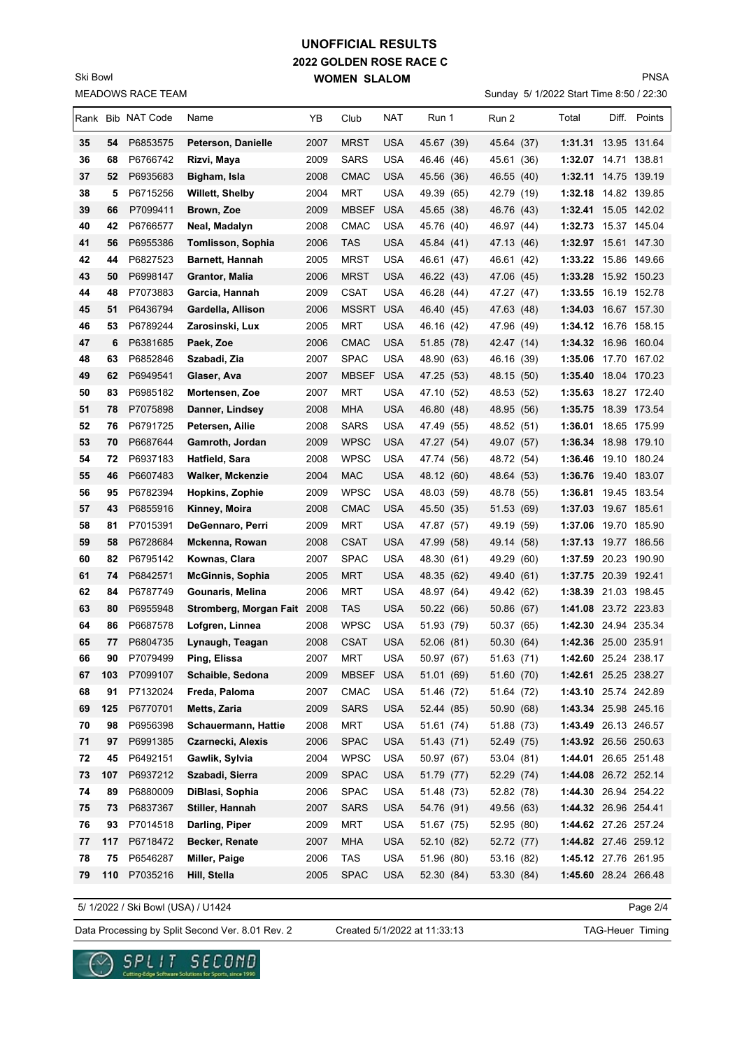# UNOFFICIAL RESULTS

## 2022 GOLDEN ROSE RACE C

## WOMEN SLALOM

Ski Bowl

MEADOWS RACE TEAM

PNSA

Sunday 5/ 1/2022 Start Time 8:50 / 22:30

| Rank | Bib | NAT Code | Name | YB | Club | NAT | Run 1 | Run 2 | Total | Diff. | Points |
|---|---|---|---|---|---|---|---|---|---|---|---|
| 35 | 54 | P6853575 | **Peterson, Danielle** | 2007 | MRST | USA | 45.67 (39) | 45.64 (37) | **1:31.31** | 13.95 | 131.64 |
| 36 | 68 | P6766742 | **Rizvi, Maya** | 2009 | SARS | USA | 46.46 (46) | 45.61 (36) | **1:32.07** | 14.71 | 138.81 |
| 37 | 52 | P6935683 | **Bigham, Isla** | 2008 | CMAC | USA | 45.56 (36) | 46.55 (40) | **1:32.11** | 14.75 | 139.19 |
| 38 | 5 | P6715256 | **Willett, Shelby** | 2004 | MRT | USA | 49.39 (65) | 42.79 (19) | **1:32.18** | 14.82 | 139.85 |
| 39 | 66 | P7099411 | **Brown, Zoe** | 2009 | MBSEF | USA | 45.65 (38) | 46.76 (43) | **1:32.41** | 15.05 | 142.02 |
| 40 | 42 | P6766577 | **Neal, Madalyn** | 2008 | CMAC | USA | 45.76 (40) | 46.97 (44) | **1:32.73** | 15.37 | 145.04 |
| 41 | 56 | P6955386 | **Tomlisson, Sophia** | 2006 | TAS | USA | 45.84 (41) | 47.13 (46) | **1:32.97** | 15.61 | 147.30 |
| 42 | 44 | P6827523 | **Barnett, Hannah** | 2005 | MRST | USA | 46.61 (47) | 46.61 (42) | **1:33.22** | 15.86 | 149.66 |
| 43 | 50 | P6998147 | **Grantor, Malia** | 2006 | MRST | USA | 46.22 (43) | 47.06 (45) | **1:33.28** | 15.92 | 150.23 |
| 44 | 48 | P7073883 | **Garcia, Hannah** | 2009 | CSAT | USA | 46.28 (44) | 47.27 (47) | **1:33.55** | 16.19 | 152.78 |
| 45 | 51 | P6436794 | **Gardella, Allison** | 2006 | MSSRT | USA | 46.40 (45) | 47.63 (48) | **1:34.03** | 16.67 | 157.30 |
| 46 | 53 | P6789244 | **Zarosinski, Lux** | 2005 | MRT | USA | 46.16 (42) | 47.96 (49) | **1:34.12** | 16.76 | 158.15 |
| 47 | 6 | P6381685 | **Paek, Zoe** | 2006 | CMAC | USA | 51.85 (78) | 42.47 (14) | **1:34.32** | 16.96 | 160.04 |
| 48 | 63 | P6852846 | **Szabadi, Zia** | 2007 | SPAC | USA | 48.90 (63) | 46.16 (39) | **1:35.06** | 17.70 | 167.02 |
| 49 | 62 | P6949541 | **Glaser, Ava** | 2007 | MBSEF | USA | 47.25 (53) | 48.15 (50) | **1:35.40** | 18.04 | 170.23 |
| 50 | 83 | P6985182 | **Mortensen, Zoe** | 2007 | MRT | USA | 47.10 (52) | 48.53 (52) | **1:35.63** | 18.27 | 172.40 |
| 51 | 78 | P7075898 | **Danner, Lindsey** | 2008 | MHA | USA | 46.80 (48) | 48.95 (56) | **1:35.75** | 18.39 | 173.54 |
| 52 | 76 | P6791725 | **Petersen, Ailie** | 2008 | SARS | USA | 47.49 (55) | 48.52 (51) | **1:36.01** | 18.65 | 175.99 |
| 53 | 70 | P6687644 | **Gamroth, Jordan** | 2009 | WPSC | USA | 47.27 (54) | 49.07 (57) | **1:36.34** | 18.98 | 179.10 |
| 54 | 72 | P6937183 | **Hatfield, Sara** | 2008 | WPSC | USA | 47.74 (56) | 48.72 (54) | **1:36.46** | 19.10 | 180.24 |
| 55 | 46 | P6607483 | **Walker, Mckenzie** | 2004 | MAC | USA | 48.12 (60) | 48.64 (53) | **1:36.76** | 19.40 | 183.07 |
| 56 | 95 | P6782394 | **Hopkins, Zophie** | 2009 | WPSC | USA | 48.03 (59) | 48.78 (55) | **1:36.81** | 19.45 | 183.54 |
| 57 | 43 | P6855916 | **Kinney, Moira** | 2008 | CMAC | USA | 45.50 (35) | 51.53 (69) | **1:37.03** | 19.67 | 185.61 |
| 58 | 81 | P7015391 | **DeGennaro, Perri** | 2009 | MRT | USA | 47.87 (57) | 49.19 (59) | **1:37.06** | 19.70 | 185.90 |
| 59 | 58 | P6728684 | **Mckenna, Rowan** | 2008 | CSAT | USA | 47.99 (58) | 49.14 (58) | **1:37.13** | 19.77 | 186.56 |
| 60 | 82 | P6795142 | **Kownas, Clara** | 2007 | SPAC | USA | 48.30 (61) | 49.29 (60) | **1:37.59** | 20.23 | 190.90 |
| 61 | 74 | P6842571 | **McGinnis, Sophia** | 2005 | MRT | USA | 48.35 (62) | 49.40 (61) | **1:37.75** | 20.39 | 192.41 |
| 62 | 84 | P6787749 | **Gounaris, Melina** | 2006 | MRT | USA | 48.97 (64) | 49.42 (62) | **1:38.39** | 21.03 | 198.45 |
| 63 | 80 | P6955948 | **Stromberg, Morgan Fait** | 2008 | TAS | USA | 50.22 (66) | 50.86 (67) | **1:41.08** | 23.72 | 223.83 |
| 64 | 86 | P6687578 | **Lofgren, Linnea** | 2008 | WPSC | USA | 51.93 (79) | 50.37 (65) | **1:42.30** | 24.94 | 235.34 |
| 65 | 77 | P6804735 | **Lynaugh, Teagan** | 2008 | CSAT | USA | 52.06 (81) | 50.30 (64) | **1:42.36** | 25.00 | 235.91 |
| 66 | 90 | P7079499 | **Ping, Elissa** | 2007 | MRT | USA | 50.97 (67) | 51.63 (71) | **1:42.60** | 25.24 | 238.17 |
| 67 | 103 | P7099107 | **Schaible, Sedona** | 2009 | MBSEF | USA | 51.01 (69) | 51.60 (70) | **1:42.61** | 25.25 | 238.27 |
| 68 | 91 | P7132024 | **Freda, Paloma** | 2007 | CMAC | USA | 51.46 (72) | 51.64 (72) | **1:43.10** | 25.74 | 242.89 |
| 69 | 125 | P6770701 | **Metts, Zaria** | 2009 | SARS | USA | 52.44 (85) | 50.90 (68) | **1:43.34** | 25.98 | 245.16 |
| 70 | 98 | P6956398 | **Schauermann, Hattie** | 2008 | MRT | USA | 51.61 (74) | 51.88 (73) | **1:43.49** | 26.13 | 246.57 |
| 71 | 97 | P6991385 | **Czarnecki, Alexis** | 2006 | SPAC | USA | 51.43 (71) | 52.49 (75) | **1:43.92** | 26.56 | 250.63 |
| 72 | 45 | P6492151 | **Gawlik, Sylvia** | 2004 | WPSC | USA | 50.97 (67) | 53.04 (81) | **1:44.01** | 26.65 | 251.48 |
| 73 | 107 | P6937212 | **Szabadi, Sierra** | 2009 | SPAC | USA | 51.79 (77) | 52.29 (74) | **1:44.08** | 26.72 | 252.14 |
| 74 | 89 | P6880009 | **DiBlasi, Sophia** | 2006 | SPAC | USA | 51.48 (73) | 52.82 (78) | **1:44.30** | 26.94 | 254.22 |
| 75 | 73 | P6837367 | **Stiller, Hannah** | 2007 | SARS | USA | 54.76 (91) | 49.56 (63) | **1:44.32** | 26.96 | 254.41 |
| 76 | 93 | P7014518 | **Darling, Piper** | 2009 | MRT | USA | 51.67 (75) | 52.95 (80) | **1:44.62** | 27.26 | 257.24 |
| 77 | 117 | P6718472 | **Becker, Renate** | 2007 | MHA | USA | 52.10 (82) | 52.72 (77) | **1:44.82** | 27.46 | 259.12 |
| 78 | 75 | P6546287 | **Miller, Paige** | 2006 | TAS | USA | 51.96 (80) | 53.16 (82) | **1:45.12** | 27.76 | 261.95 |
| 79 | 110 | P7035216 | **Hill, Stella** | 2005 | SPAC | USA | 52.30 (84) | 53.30 (84) | **1:45.60** | 28.24 | 266.48 |

5/ 1/2022 / Ski Bowl (USA) / U1424

Data Processing by Split Second Ver. 8.01 Rev. 2 — Created 5/1/2022 at 11:33:13 — TAG-Heuer Timing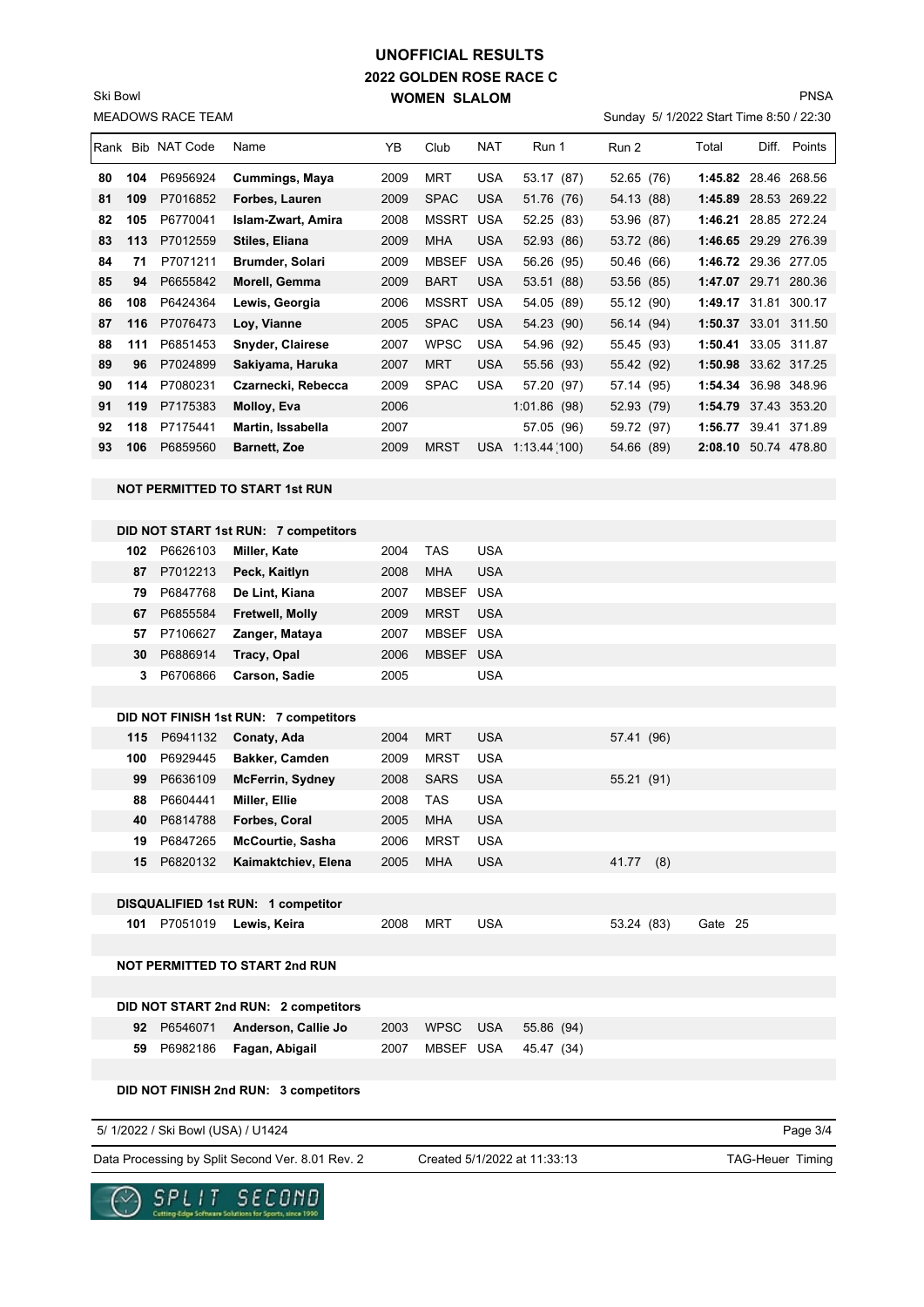# UNOFFICIAL RESULTS
## 2022 GOLDEN ROSE RACE C
## WOMEN SLALOM

Ski Bowl
MEADOWS RACE TEAM

PNSA
Sunday 5/ 1/2022 Start Time 8:50 / 22:30

| Rank | Bib | NAT Code | Name | YB | Club | NAT | Run 1 | Run 2 | Total | Diff. | Points |
|---|---|---|---|---|---|---|---|---|---|---|---|
| 80 | 104 | P6956924 | **Cummings, Maya** | 2009 | MRT | USA | 53.17 (87) | 52.65 (76) | **1:45.82** | 28.46 | 268.56 |
| 81 | 109 | P7016852 | **Forbes, Lauren** | 2009 | SPAC | USA | 51.76 (76) | 54.13 (88) | **1:45.89** | 28.53 | 269.22 |
| 82 | 105 | P6770041 | **Islam-Zwart, Amira** | 2008 | MSSRT | USA | 52.25 (83) | 53.96 (87) | **1:46.21** | 28.85 | 272.24 |
| 83 | 113 | P7012559 | **Stiles, Eliana** | 2009 | MHA | USA | 52.93 (86) | 53.72 (86) | **1:46.65** | 29.29 | 276.39 |
| 84 | 71 | P7071211 | **Brumder, Solari** | 2009 | MBSEF | USA | 56.26 (95) | 50.46 (66) | **1:46.72** | 29.36 | 277.05 |
| 85 | 94 | P6655842 | **Morell, Gemma** | 2009 | BART | USA | 53.51 (88) | 53.56 (85) | **1:47.07** | 29.71 | 280.36 |
| 86 | 108 | P6424364 | **Lewis, Georgia** | 2006 | MSSRT | USA | 54.05 (89) | 55.12 (90) | **1:49.17** | 31.81 | 300.17 |
| 87 | 116 | P7076473 | **Loy, Vianne** | 2005 | SPAC | USA | 54.23 (90) | 56.14 (94) | **1:50.37** | 33.01 | 311.50 |
| 88 | 111 | P6851453 | **Snyder, Clairese** | 2007 | WPSC | USA | 54.96 (92) | 55.45 (93) | **1:50.41** | 33.05 | 311.87 |
| 89 | 96 | P7024899 | **Sakiyama, Haruka** | 2007 | MRT | USA | 55.56 (93) | 55.42 (92) | **1:50.98** | 33.62 | 317.25 |
| 90 | 114 | P7080231 | **Czarnecki, Rebecca** | 2009 | SPAC | USA | 57.20 (97) | 57.14 (95) | **1:54.34** | 36.98 | 348.96 |
| 91 | 119 | P7175383 | **Molloy, Eva** | 2006 | | | 1:01.86 (98) | 52.93 (79) | **1:54.79** | 37.43 | 353.20 |
| 92 | 118 | P7175441 | **Martin, Issabella** | 2007 | | | 57.05 (96) | 59.72 (97) | **1:56.77** | 39.41 | 371.89 |
| 93 | 106 | P6859560 | **Barnett, Zoe** | 2009 | MRST | USA | 1:13.44 (100) | 54.66 (89) | **2:08.10** | 50.74 | 478.80 |

**NOT PERMITTED TO START 1st RUN**

**DID NOT START 1st RUN: 7 competitors**

| Bib | NAT Code | Name | YB | Club | NAT |
|---|---|---|---|---|---|
| 102 | P6626103 | **Miller, Kate** | 2004 | TAS | USA |
| 87 | P7012213 | **Peck, Kaitlyn** | 2008 | MHA | USA |
| 79 | P6847768 | **De Lint, Kiana** | 2007 | MBSEF | USA |
| 67 | P6855584 | **Fretwell, Molly** | 2009 | MRST | USA |
| 57 | P7106627 | **Zanger, Mataya** | 2007 | MBSEF | USA |
| 30 | P6886914 | **Tracy, Opal** | 2006 | MBSEF | USA |
| 3 | P6706866 | **Carson, Sadie** | 2005 | | USA |

**DID NOT FINISH 1st RUN: 7 competitors**

| Bib | NAT Code | Name | YB | Club | NAT | Run 2 |
|---|---|---|---|---|---|---|
| 115 | P6941132 | **Conaty, Ada** | 2004 | MRT | USA | 57.41 (96) |
| 100 | P6929445 | **Bakker, Camden** | 2009 | MRST | USA | |
| 99 | P6636109 | **McFerrin, Sydney** | 2008 | SARS | USA | 55.21 (91) |
| 88 | P6604441 | **Miller, Ellie** | 2008 | TAS | USA | |
| 40 | P6814788 | **Forbes, Coral** | 2005 | MHA | USA | |
| 19 | P6847265 | **McCourtie, Sasha** | 2006 | MRST | USA | |
| 15 | P6820132 | **Kaimaktchiev, Elena** | 2005 | MHA | USA | 41.77 (8) |

**DISQUALIFIED 1st RUN: 1 competitor**

| Bib | NAT Code | Name | YB | Club | NAT | Run 2 | |
|---|---|---|---|---|---|---|---|
| 101 | P7051019 | **Lewis, Keira** | 2008 | MRT | USA | 53.24 (83) | Gate 25 |

**NOT PERMITTED TO START 2nd RUN**

**DID NOT START 2nd RUN: 2 competitors**

| Bib | NAT Code | Name | YB | Club | NAT | Run 1 |
|---|---|---|---|---|---|---|
| 92 | P6546071 | **Anderson, Callie Jo** | 2003 | WPSC | USA | 55.86 (94) |
| 59 | P6982186 | **Fagan, Abigail** | 2007 | MBSEF | USA | 45.47 (34) |

**DID NOT FINISH 2nd RUN: 3 competitors**

5/ 1/2022 / Ski Bowl (USA) / U1424

Data Processing by Split Second Ver. 8.01 Rev. 2 | Created 5/1/2022 at 11:33:13 | TAG-Heuer Timing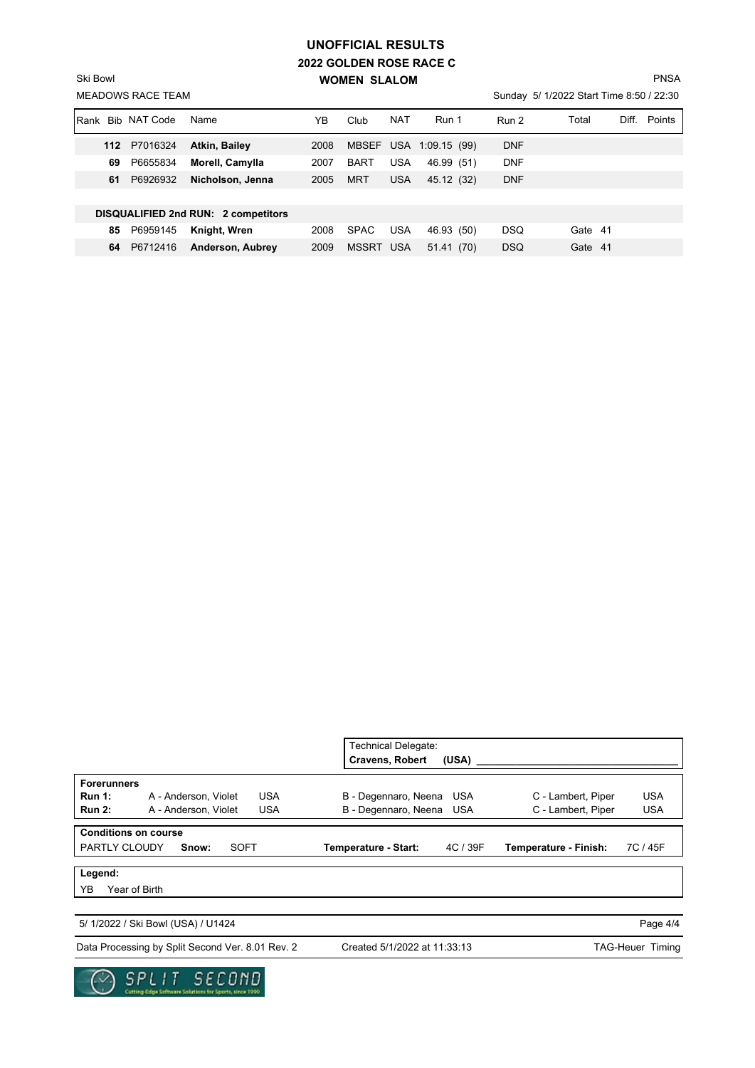# UNOFFICIAL RESULTS

## 2022 GOLDEN ROSE RACE C

### WOMEN SLALOM

Ski Bowl

MEADOWS RACE TEAM

PNSA

Sunday 5/ 1/2022 Start Time 8:50 / 22:30

| Rank | Bib | NAT Code | Name | YB | Club | NAT | Run 1 | Run 2 | Total | Diff. | Points |
|---|---|---|---|---|---|---|---|---|---|---|---|
| | **112** | P7016324 | **Atkin, Bailey** | 2008 | MBSEF | USA | 1:09.15 (99) | DNF | | | |
| | **69** | P6655834 | **Morell, Camylla** | 2007 | BART | USA | 46.99 (51) | DNF | | | |
| | **61** | P6926932 | **Nicholson, Jenna** | 2005 | MRT | USA | 45.12 (32) | DNF | | | |
| | | | **DISQUALIFIED 2nd RUN: 2 competitors** | | | | | | | | |
| | **85** | P6959145 | **Knight, Wren** | 2008 | SPAC | USA | 46.93 (50) | DSQ | Gate 41 | | |
| | **64** | P6712416 | **Anderson, Aubrey** | 2009 | MSSRT | USA | 51.41 (70) | DSQ | Gate 41 | | |

Technical Delegate:
**Cravens, Robert** (USA)

**Forerunners**

| | | | | | | |
|---|---|---|---|---|---|---|
| **Run 1:** | A - Anderson, Violet | USA | B - Degennaro, Neena | USA | C - Lambert, Piper | USA |
| **Run 2:** | A - Anderson, Violet | USA | B - Degennaro, Neena | USA | C - Lambert, Piper | USA |

**Conditions on course**

PARTLY CLOUDY **Snow:** SOFT **Temperature - Start:** 4C / 39F **Temperature - Finish:** 7C / 45F

**Legend:**

YB Year of Birth

5/ 1/2022 / Ski Bowl (USA) / U1424

Data Processing by Split Second Ver. 8.01 Rev. 2 Created 5/1/2022 at 11:33:13 TAG-Heuer Timing